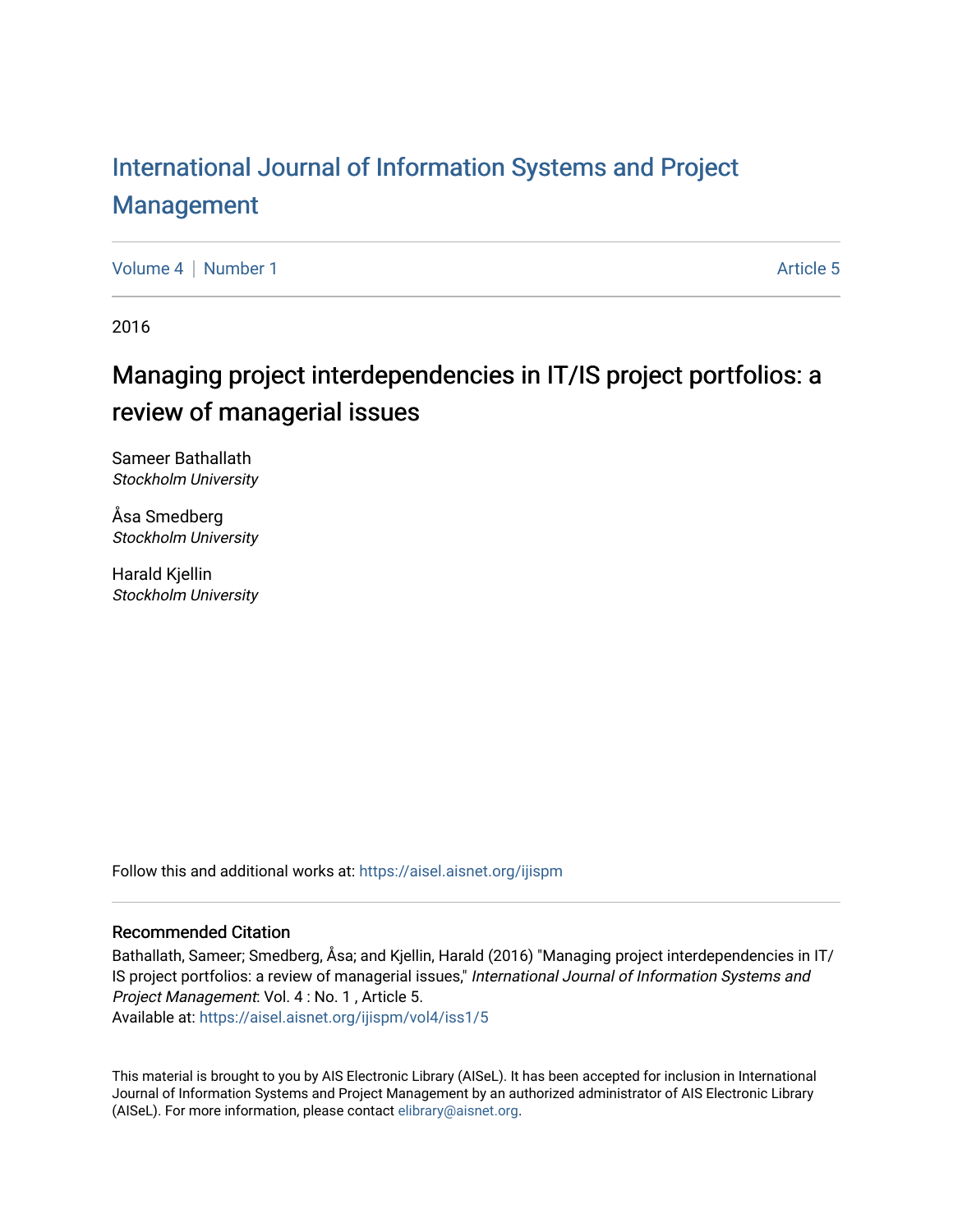# International Journal of Information Systems and Project Management

Volume 4 | Number 1 Article 5

2016

## Managing project interdependencies in IT/IS project portfolios: a review of managerial issues

Sameer Bathallath
*Stockholm University*

Åsa Smedberg
*Stockholm University*

Harald Kjellin
*Stockholm University*

Follow this and additional works at: https://aisel.aisnet.org/ijispm

### Recommended Citation

Bathallath, Sameer; Smedberg, Åsa; and Kjellin, Harald (2016) "Managing project interdependencies in IT/IS project portfolios: a review of managerial issues," *International Journal of Information Systems and Project Management*: Vol. 4 : No. 1 , Article 5.
Available at: https://aisel.aisnet.org/ijispm/vol4/iss1/5

This material is brought to you by AIS Electronic Library (AISeL). It has been accepted for inclusion in International Journal of Information Systems and Project Management by an authorized administrator of AIS Electronic Library (AISeL). For more information, please contact elibrary@aisnet.org.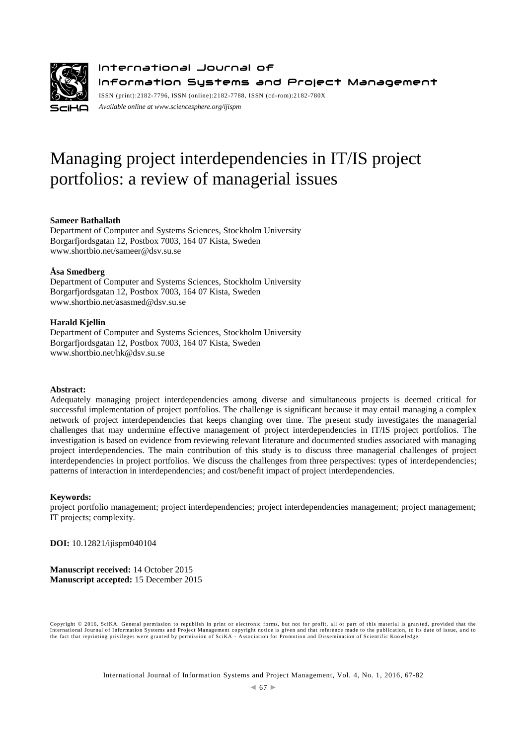# Managing project interdependencies in IT/IS project portfolios: a review of managerial issues

**Sameer Bathallath**
Department of Computer and Systems Sciences, Stockholm University
Borgarfjordsgatan 12, Postbox 7003, 164 07 Kista, Sweden
www.shortbio.net/sameer@dsv.su.se

**Åsa Smedberg**
Department of Computer and Systems Sciences, Stockholm University
Borgarfjordsgatan 12, Postbox 7003, 164 07 Kista, Sweden
www.shortbio.net/asasmed@dsv.su.se

**Harald Kjellin**
Department of Computer and Systems Sciences, Stockholm University
Borgarfjordsgatan 12, Postbox 7003, 164 07 Kista, Sweden
www.shortbio.net/hk@dsv.su.se

**Abstract:**
Adequately managing project interdependencies among diverse and simultaneous projects is deemed critical for successful implementation of project portfolios. The challenge is significant because it may entail managing a complex network of project interdependencies that keeps changing over time. The present study investigates the managerial challenges that may undermine effective management of project interdependencies in IT/IS project portfolios. The investigation is based on evidence from reviewing relevant literature and documented studies associated with managing project interdependencies. The main contribution of this study is to discuss three managerial challenges of project interdependencies in project portfolios. We discuss the challenges from three perspectives: types of interdependencies; patterns of interaction in interdependencies; and cost/benefit impact of project interdependencies.

**Keywords:**
project portfolio management; project interdependencies; project interdependencies management; project management; IT projects; complexity.

**DOI:** 10.12821/ijispm040104

**Manuscript received:** 14 October 2015
**Manuscript accepted:** 15 December 2015

Copyright © 2016, SciKA. General permission to republish in print or electronic forms, but not for profit, all or part of this material is granted, provided that the International Journal of Information Systems and Project Management copyright notice is given and that reference made to the publication, to its date of issue, and to the fact that reprinting privileges were granted by permission of SciKA - Association for Promotion and Dissemination of Scientific Knowledge.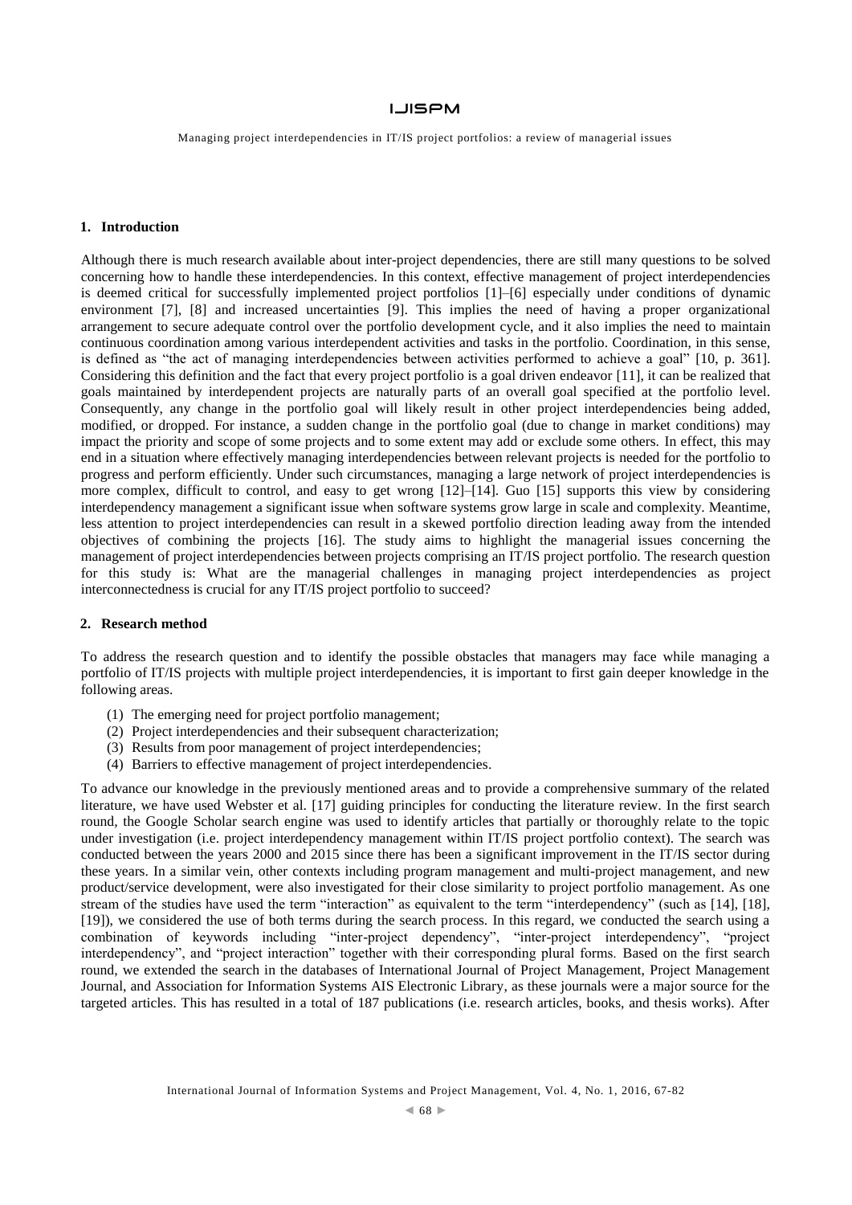## 1. Introduction

Although there is much research available about inter-project dependencies, there are still many questions to be solved concerning how to handle these interdependencies. In this context, effective management of project interdependencies is deemed critical for successfully implemented project portfolios [1]–[6] especially under conditions of dynamic environment [7], [8] and increased uncertainties [9]. This implies the need of having a proper organizational arrangement to secure adequate control over the portfolio development cycle, and it also implies the need to maintain continuous coordination among various interdependent activities and tasks in the portfolio. Coordination, in this sense, is defined as "the act of managing interdependencies between activities performed to achieve a goal" [10, p. 361]. Considering this definition and the fact that every project portfolio is a goal driven endeavor [11], it can be realized that goals maintained by interdependent projects are naturally parts of an overall goal specified at the portfolio level. Consequently, any change in the portfolio goal will likely result in other project interdependencies being added, modified, or dropped. For instance, a sudden change in the portfolio goal (due to change in market conditions) may impact the priority and scope of some projects and to some extent may add or exclude some others. In effect, this may end in a situation where effectively managing interdependencies between relevant projects is needed for the portfolio to progress and perform efficiently. Under such circumstances, managing a large network of project interdependencies is more complex, difficult to control, and easy to get wrong [12]–[14]. Guo [15] supports this view by considering interdependency management a significant issue when software systems grow large in scale and complexity. Meantime, less attention to project interdependencies can result in a skewed portfolio direction leading away from the intended objectives of combining the projects [16]. The study aims to highlight the managerial issues concerning the management of project interdependencies between projects comprising an IT/IS project portfolio. The research question for this study is: What are the managerial challenges in managing project interdependencies as project interconnectedness is crucial for any IT/IS project portfolio to succeed?

## 2. Research method

To address the research question and to identify the possible obstacles that managers may face while managing a portfolio of IT/IS projects with multiple project interdependencies, it is important to first gain deeper knowledge in the following areas.

(1) The emerging need for project portfolio management;
(2) Project interdependencies and their subsequent characterization;
(3) Results from poor management of project interdependencies;
(4) Barriers to effective management of project interdependencies.

To advance our knowledge in the previously mentioned areas and to provide a comprehensive summary of the related literature, we have used Webster et al. [17] guiding principles for conducting the literature review. In the first search round, the Google Scholar search engine was used to identify articles that partially or thoroughly relate to the topic under investigation (i.e. project interdependency management within IT/IS project portfolio context). The search was conducted between the years 2000 and 2015 since there has been a significant improvement in the IT/IS sector during these years. In a similar vein, other contexts including program management and multi-project management, and new product/service development, were also investigated for their close similarity to project portfolio management. As one stream of the studies have used the term "interaction" as equivalent to the term "interdependency" (such as [14], [18], [19]), we considered the use of both terms during the search process. In this regard, we conducted the search using a combination of keywords including "inter-project dependency", "inter-project interdependency", "project interdependency", and "project interaction" together with their corresponding plural forms. Based on the first search round, we extended the search in the databases of International Journal of Project Management, Project Management Journal, and Association for Information Systems AIS Electronic Library, as these journals were a major source for the targeted articles. This has resulted in a total of 187 publications (i.e. research articles, books, and thesis works). After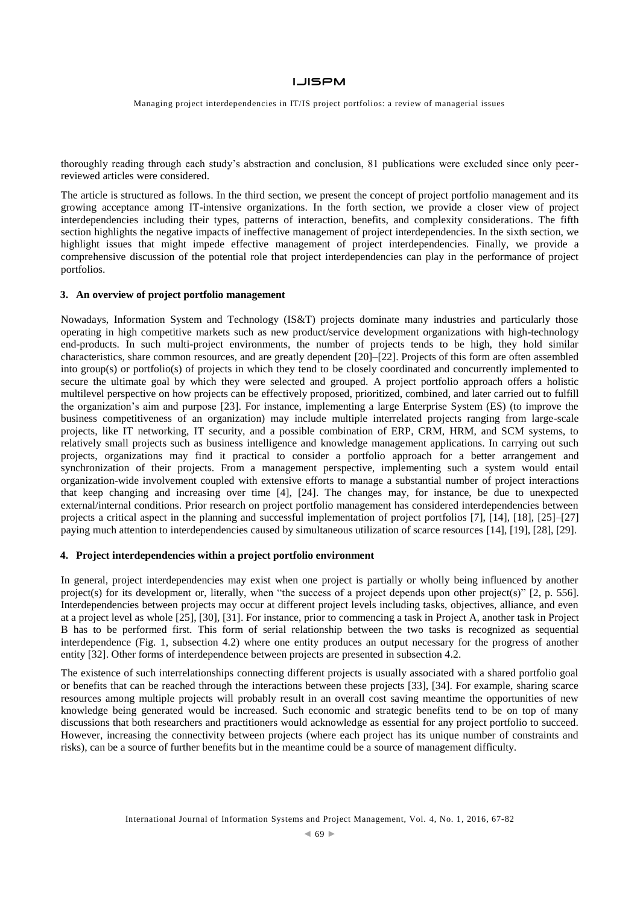thoroughly reading through each study's abstraction and conclusion, 81 publications were excluded since only peer-reviewed articles were considered.

The article is structured as follows. In the third section, we present the concept of project portfolio management and its growing acceptance among IT-intensive organizations. In the forth section, we provide a closer view of project interdependencies including their types, patterns of interaction, benefits, and complexity considerations. The fifth section highlights the negative impacts of ineffective management of project interdependencies. In the sixth section, we highlight issues that might impede effective management of project interdependencies. Finally, we provide a comprehensive discussion of the potential role that project interdependencies can play in the performance of project portfolios.

## 3. An overview of project portfolio management

Nowadays, Information System and Technology (IS&T) projects dominate many industries and particularly those operating in high competitive markets such as new product/service development organizations with high-technology end-products. In such multi-project environments, the number of projects tends to be high, they hold similar characteristics, share common resources, and are greatly dependent [20]–[22]. Projects of this form are often assembled into group(s) or portfolio(s) of projects in which they tend to be closely coordinated and concurrently implemented to secure the ultimate goal by which they were selected and grouped. A project portfolio approach offers a holistic multilevel perspective on how projects can be effectively proposed, prioritized, combined, and later carried out to fulfill the organization's aim and purpose [23]. For instance, implementing a large Enterprise System (ES) (to improve the business competitiveness of an organization) may include multiple interrelated projects ranging from large-scale projects, like IT networking, IT security, and a possible combination of ERP, CRM, HRM, and SCM systems, to relatively small projects such as business intelligence and knowledge management applications. In carrying out such projects, organizations may find it practical to consider a portfolio approach for a better arrangement and synchronization of their projects. From a management perspective, implementing such a system would entail organization-wide involvement coupled with extensive efforts to manage a substantial number of project interactions that keep changing and increasing over time [4], [24]. The changes may, for instance, be due to unexpected external/internal conditions. Prior research on project portfolio management has considered interdependencies between projects a critical aspect in the planning and successful implementation of project portfolios [7], [14], [18], [25]–[27] paying much attention to interdependencies caused by simultaneous utilization of scarce resources [14], [19], [28], [29].

## 4. Project interdependencies within a project portfolio environment

In general, project interdependencies may exist when one project is partially or wholly being influenced by another project(s) for its development or, literally, when "the success of a project depends upon other project(s)" [2, p. 556]. Interdependencies between projects may occur at different project levels including tasks, objectives, alliance, and even at a project level as whole [25], [30], [31]. For instance, prior to commencing a task in Project A, another task in Project B has to be performed first. This form of serial relationship between the two tasks is recognized as sequential interdependence (Fig. 1, subsection 4.2) where one entity produces an output necessary for the progress of another entity [32]. Other forms of interdependence between projects are presented in subsection 4.2.

The existence of such interrelationships connecting different projects is usually associated with a shared portfolio goal or benefits that can be reached through the interactions between these projects [33], [34]. For example, sharing scarce resources among multiple projects will probably result in an overall cost saving meantime the opportunities of new knowledge being generated would be increased. Such economic and strategic benefits tend to be on top of many discussions that both researchers and practitioners would acknowledge as essential for any project portfolio to succeed. However, increasing the connectivity between projects (where each project has its unique number of constraints and risks), can be a source of further benefits but in the meantime could be a source of management difficulty.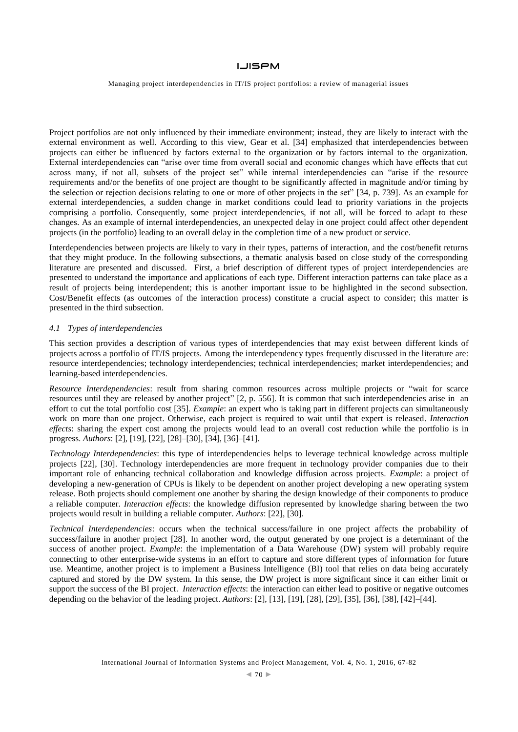Project portfolios are not only influenced by their immediate environment; instead, they are likely to interact with the external environment as well. According to this view, Gear et al. [34] emphasized that interdependencies between projects can either be influenced by factors external to the organization or by factors internal to the organization. External interdependencies can "arise over time from overall social and economic changes which have effects that cut across many, if not all, subsets of the project set" while internal interdependencies can "arise if the resource requirements and/or the benefits of one project are thought to be significantly affected in magnitude and/or timing by the selection or rejection decisions relating to one or more of other projects in the set" [34, p. 739]. As an example for external interdependencies, a sudden change in market conditions could lead to priority variations in the projects comprising a portfolio. Consequently, some project interdependencies, if not all, will be forced to adapt to these changes. As an example of internal interdependencies, an unexpected delay in one project could affect other dependent projects (in the portfolio) leading to an overall delay in the completion time of a new product or service.

Interdependencies between projects are likely to vary in their types, patterns of interaction, and the cost/benefit returns that they might produce. In the following subsections, a thematic analysis based on close study of the corresponding literature are presented and discussed. First, a brief description of different types of project interdependencies are presented to understand the importance and applications of each type. Different interaction patterns can take place as a result of projects being interdependent; this is another important issue to be highlighted in the second subsection. Cost/Benefit effects (as outcomes of the interaction process) constitute a crucial aspect to consider; this matter is presented in the third subsection.

### *4.1 Types of interdependencies*

This section provides a description of various types of interdependencies that may exist between different kinds of projects across a portfolio of IT/IS projects. Among the interdependency types frequently discussed in the literature are: resource interdependencies; technology interdependencies; technical interdependencies; market interdependencies; and learning-based interdependencies.

*Resource Interdependencies*: result from sharing common resources across multiple projects or "wait for scarce resources until they are released by another project" [2, p. 556]. It is common that such interdependencies arise in an effort to cut the total portfolio cost [35]. *Example*: an expert who is taking part in different projects can simultaneously work on more than one project. Otherwise, each project is required to wait until that expert is released. *Interaction effects*: sharing the expert cost among the projects would lead to an overall cost reduction while the portfolio is in progress. *Authors*: [2], [19], [22], [28]–[30], [34], [36]–[41].

*Technology Interdependencies*: this type of interdependencies helps to leverage technical knowledge across multiple projects [22], [30]. Technology interdependencies are more frequent in technology provider companies due to their important role of enhancing technical collaboration and knowledge diffusion across projects. *Example*: a project of developing a new-generation of CPUs is likely to be dependent on another project developing a new operating system release. Both projects should complement one another by sharing the design knowledge of their components to produce a reliable computer. *Interaction effects*: the knowledge diffusion represented by knowledge sharing between the two projects would result in building a reliable computer. *Authors*: [22], [30].

*Technical Interdependencies*: occurs when the technical success/failure in one project affects the probability of success/failure in another project [28]. In another word, the output generated by one project is a determinant of the success of another project. *Example*: the implementation of a Data Warehouse (DW) system will probably require connecting to other enterprise-wide systems in an effort to capture and store different types of information for future use. Meantime, another project is to implement a Business Intelligence (BI) tool that relies on data being accurately captured and stored by the DW system. In this sense, the DW project is more significant since it can either limit or support the success of the BI project. *Interaction effects*: the interaction can either lead to positive or negative outcomes depending on the behavior of the leading project. *Authors*: [2], [13], [19], [28], [29], [35], [36], [38], [42]–[44].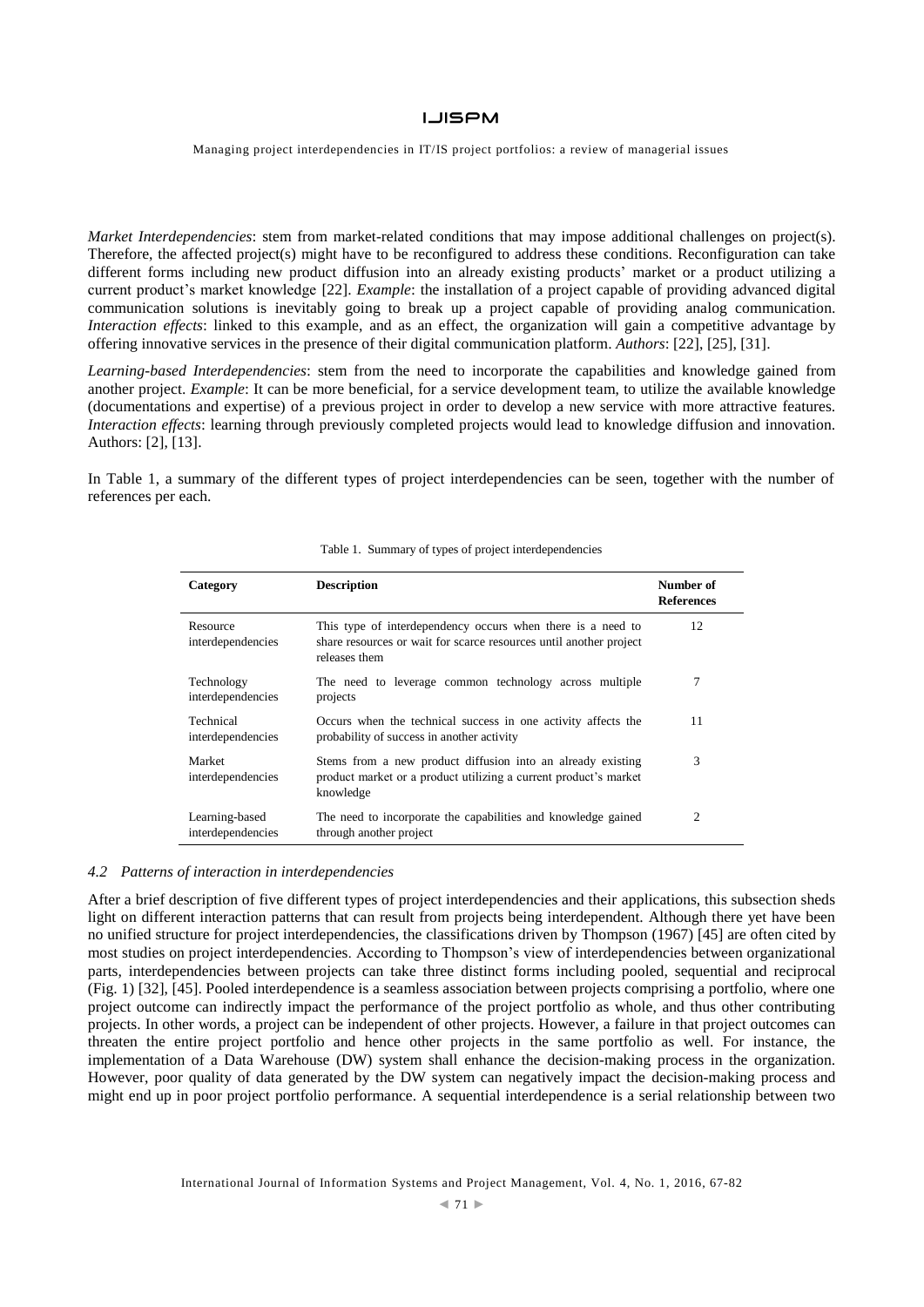*Market Interdependencies*: stem from market-related conditions that may impose additional challenges on project(s). Therefore, the affected project(s) might have to be reconfigured to address these conditions. Reconfiguration can take different forms including new product diffusion into an already existing products' market or a product utilizing a current product's market knowledge [22]. *Example*: the installation of a project capable of providing advanced digital communication solutions is inevitably going to break up a project capable of providing analog communication. *Interaction effects*: linked to this example, and as an effect, the organization will gain a competitive advantage by offering innovative services in the presence of their digital communication platform. *Authors*: [22], [25], [31].

*Learning-based Interdependencies*: stem from the need to incorporate the capabilities and knowledge gained from another project. *Example*: It can be more beneficial, for a service development team, to utilize the available knowledge (documentations and expertise) of a previous project in order to develop a new service with more attractive features. *Interaction effects*: learning through previously completed projects would lead to knowledge diffusion and innovation. Authors: [2], [13].

In Table 1, a summary of the different types of project interdependencies can be seen, together with the number of references per each.

Table 1. Summary of types of project interdependencies

| Category | Description | Number of References |
|---|---|---|
| Resource interdependencies | This type of interdependency occurs when there is a need to share resources or wait for scarce resources until another project releases them | 12 |
| Technology interdependencies | The need to leverage common technology across multiple projects | 7 |
| Technical interdependencies | Occurs when the technical success in one activity affects the probability of success in another activity | 11 |
| Market interdependencies | Stems from a new product diffusion into an already existing product market or a product utilizing a current product's market knowledge | 3 |
| Learning-based interdependencies | The need to incorporate the capabilities and knowledge gained through another project | 2 |

### *4.2 Patterns of interaction in interdependencies*

After a brief description of five different types of project interdependencies and their applications, this subsection sheds light on different interaction patterns that can result from projects being interdependent. Although there yet have been no unified structure for project interdependencies, the classifications driven by Thompson (1967) [45] are often cited by most studies on project interdependencies. According to Thompson's view of interdependencies between organizational parts, interdependencies between projects can take three distinct forms including pooled, sequential and reciprocal (Fig. 1) [32], [45]. Pooled interdependence is a seamless association between projects comprising a portfolio, where one project outcome can indirectly impact the performance of the project portfolio as whole, and thus other contributing projects. In other words, a project can be independent of other projects. However, a failure in that project outcomes can threaten the entire project portfolio and hence other projects in the same portfolio as well. For instance, the implementation of a Data Warehouse (DW) system shall enhance the decision-making process in the organization. However, poor quality of data generated by the DW system can negatively impact the decision-making process and might end up in poor project portfolio performance. A sequential interdependence is a serial relationship between two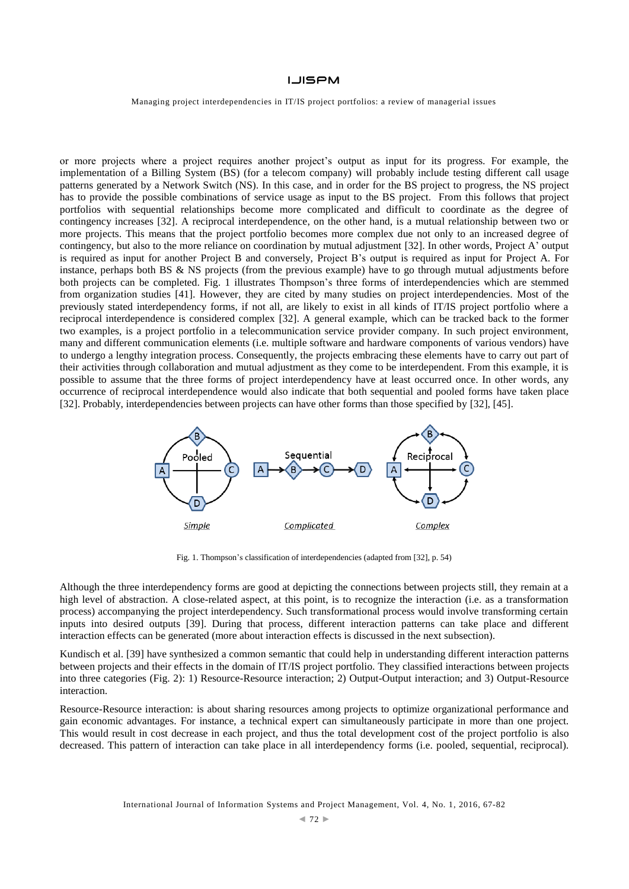or more projects where a project requires another project's output as input for its progress. For example, the implementation of a Billing System (BS) (for a telecom company) will probably include testing different call usage patterns generated by a Network Switch (NS). In this case, and in order for the BS project to progress, the NS project has to provide the possible combinations of service usage as input to the BS project. From this follows that project portfolios with sequential relationships become more complicated and difficult to coordinate as the degree of contingency increases [32]. A reciprocal interdependence, on the other hand, is a mutual relationship between two or more projects. This means that the project portfolio becomes more complex due not only to an increased degree of contingency, but also to the more reliance on coordination by mutual adjustment [32]. In other words, Project A' output is required as input for another Project B and conversely, Project B's output is required as input for Project A. For instance, perhaps both BS & NS projects (from the previous example) have to go through mutual adjustments before both projects can be completed. Fig. 1 illustrates Thompson's three forms of interdependencies which are stemmed from organization studies [41]. However, they are cited by many studies on project interdependencies. Most of the previously stated interdependency forms, if not all, are likely to exist in all kinds of IT/IS project portfolio where a reciprocal interdependence is considered complex [32]. A general example, which can be tracked back to the former two examples, is a project portfolio in a telecommunication service provider company. In such project environment, many and different communication elements (i.e. multiple software and hardware components of various vendors) have to undergo a lengthy integration process. Consequently, the projects embracing these elements have to carry out part of their activities through collaboration and mutual adjustment as they come to be interdependent. From this example, it is possible to assume that the three forms of project interdependency have at least occurred once. In other words, any occurrence of reciprocal interdependence would also indicate that both sequential and pooled forms have taken place [32]. Probably, interdependencies between projects can have other forms than those specified by [32], [45].

Fig. 1. Thompson's classification of interdependencies (adapted from [32], p. 54)

Although the three interdependency forms are good at depicting the connections between projects still, they remain at a high level of abstraction. A close-related aspect, at this point, is to recognize the interaction (i.e. as a transformation process) accompanying the project interdependency. Such transformational process would involve transforming certain inputs into desired outputs [39]. During that process, different interaction patterns can take place and different interaction effects can be generated (more about interaction effects is discussed in the next subsection).

Kundisch et al. [39] have synthesized a common semantic that could help in understanding different interaction patterns between projects and their effects in the domain of IT/IS project portfolio. They classified interactions between projects into three categories (Fig. 2): 1) Resource-Resource interaction; 2) Output-Output interaction; and 3) Output-Resource interaction.

Resource-Resource interaction: is about sharing resources among projects to optimize organizational performance and gain economic advantages. For instance, a technical expert can simultaneously participate in more than one project. This would result in cost decrease in each project, and thus the total development cost of the project portfolio is also decreased. This pattern of interaction can take place in all interdependency forms (i.e. pooled, sequential, reciprocal).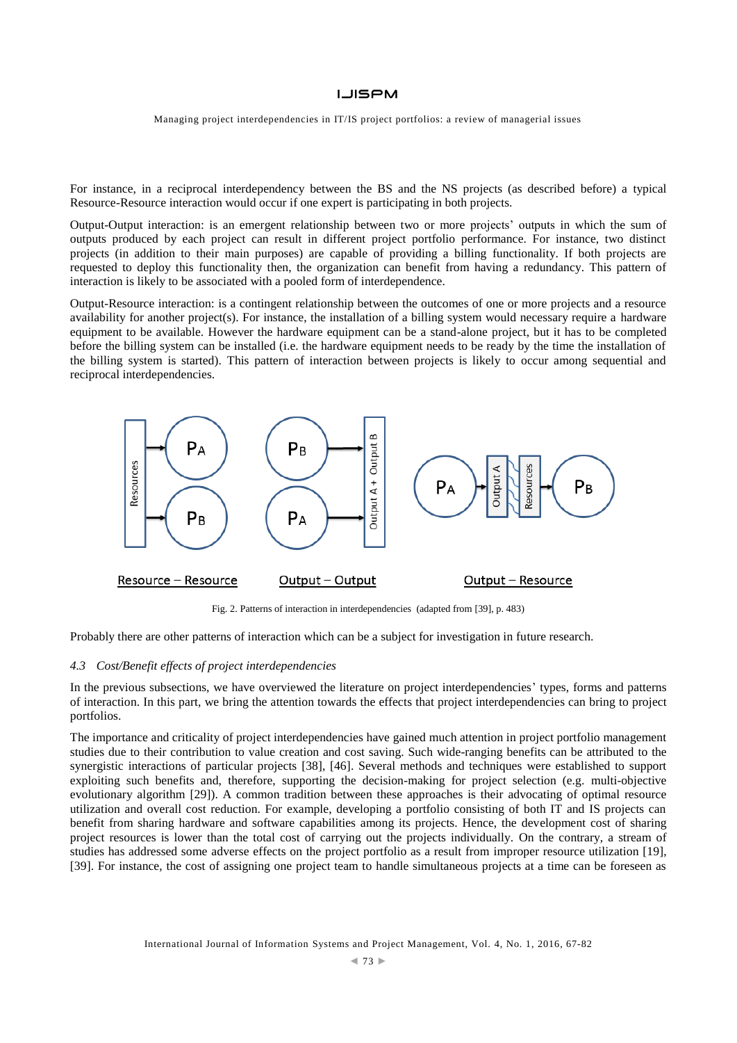For instance, in a reciprocal interdependency between the BS and the NS projects (as described before) a typical Resource-Resource interaction would occur if one expert is participating in both projects.

Output-Output interaction: is an emergent relationship between two or more projects' outputs in which the sum of outputs produced by each project can result in different project portfolio performance. For instance, two distinct projects (in addition to their main purposes) are capable of providing a billing functionality. If both projects are requested to deploy this functionality then, the organization can benefit from having a redundancy. This pattern of interaction is likely to be associated with a pooled form of interdependence.

Output-Resource interaction: is a contingent relationship between the outcomes of one or more projects and a resource availability for another project(s). For instance, the installation of a billing system would necessary require a hardware equipment to be available. However the hardware equipment can be a stand-alone project, but it has to be completed before the billing system can be installed (i.e. the hardware equipment needs to be ready by the time the installation of the billing system is started). This pattern of interaction between projects is likely to occur among sequential and reciprocal interdependencies.

Fig. 2. Patterns of interaction in interdependencies (adapted from [39], p. 483)

Probably there are other patterns of interaction which can be a subject for investigation in future research.

### *4.3 Cost/Benefit effects of project interdependencies*

In the previous subsections, we have overviewed the literature on project interdependencies' types, forms and patterns of interaction. In this part, we bring the attention towards the effects that project interdependencies can bring to project portfolios.

The importance and criticality of project interdependencies have gained much attention in project portfolio management studies due to their contribution to value creation and cost saving. Such wide-ranging benefits can be attributed to the synergistic interactions of particular projects [38], [46]. Several methods and techniques were established to support exploiting such benefits and, therefore, supporting the decision-making for project selection (e.g. multi-objective evolutionary algorithm [29]). A common tradition between these approaches is their advocating of optimal resource utilization and overall cost reduction. For example, developing a portfolio consisting of both IT and IS projects can benefit from sharing hardware and software capabilities among its projects. Hence, the development cost of sharing project resources is lower than the total cost of carrying out the projects individually. On the contrary, a stream of studies has addressed some adverse effects on the project portfolio as a result from improper resource utilization [19], [39]. For instance, the cost of assigning one project team to handle simultaneous projects at a time can be foreseen as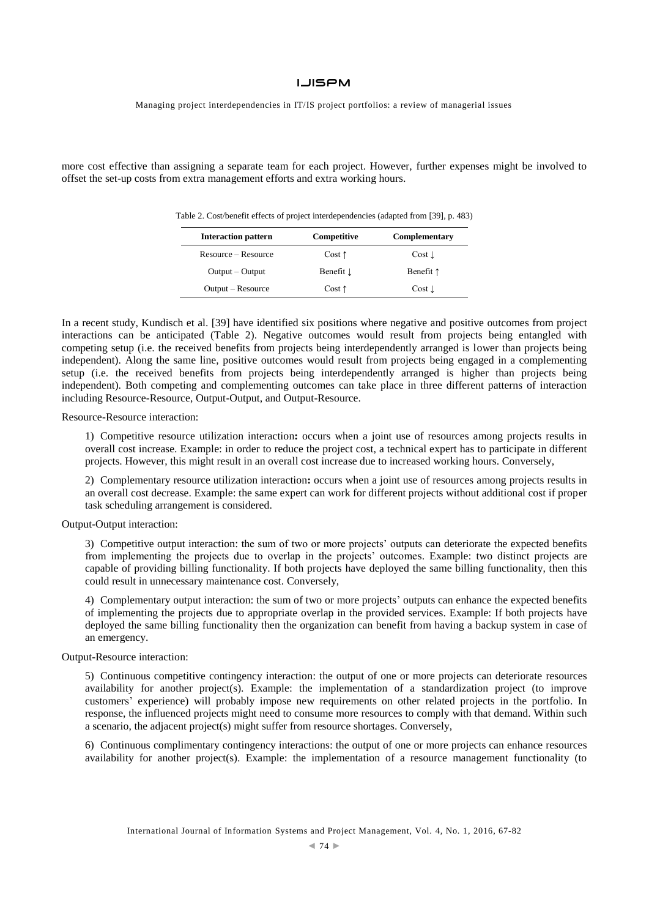more cost effective than assigning a separate team for each project. However, further expenses might be involved to offset the set-up costs from extra management efforts and extra working hours.

Table 2. Cost/benefit effects of project interdependencies (adapted from [39], p. 483)

| Interaction pattern | Competitive | Complementary |
| --- | --- | --- |
| Resource – Resource | Cost ↑ | Cost ↓ |
| Output – Output | Benefit ↓ | Benefit ↑ |
| Output – Resource | Cost ↑ | Cost ↓ |

In a recent study, Kundisch et al. [39] have identified six positions where negative and positive outcomes from project interactions can be anticipated (Table 2). Negative outcomes would result from projects being entangled with competing setup (i.e. the received benefits from projects being interdependently arranged is lower than projects being independent). Along the same line, positive outcomes would result from projects being engaged in a complementing setup (i.e. the received benefits from projects being interdependently arranged is higher than projects being independent). Both competing and complementing outcomes can take place in three different patterns of interaction including Resource-Resource, Output-Output, and Output-Resource.

Resource-Resource interaction:

1) Competitive resource utilization interaction**:** occurs when a joint use of resources among projects results in overall cost increase. Example: in order to reduce the project cost, a technical expert has to participate in different projects. However, this might result in an overall cost increase due to increased working hours. Conversely,

2) Complementary resource utilization interaction**:** occurs when a joint use of resources among projects results in an overall cost decrease. Example: the same expert can work for different projects without additional cost if proper task scheduling arrangement is considered.

Output-Output interaction:

3) Competitive output interaction: the sum of two or more projects' outputs can deteriorate the expected benefits from implementing the projects due to overlap in the projects' outcomes. Example: two distinct projects are capable of providing billing functionality. If both projects have deployed the same billing functionality, then this could result in unnecessary maintenance cost. Conversely,

4) Complementary output interaction: the sum of two or more projects' outputs can enhance the expected benefits of implementing the projects due to appropriate overlap in the provided services. Example: If both projects have deployed the same billing functionality then the organization can benefit from having a backup system in case of an emergency.

Output-Resource interaction:

5) Continuous competitive contingency interaction: the output of one or more projects can deteriorate resources availability for another project(s). Example: the implementation of a standardization project (to improve customers' experience) will probably impose new requirements on other related projects in the portfolio. In response, the influenced projects might need to consume more resources to comply with that demand. Within such a scenario, the adjacent project(s) might suffer from resource shortages. Conversely,

6) Continuous complimentary contingency interactions: the output of one or more projects can enhance resources availability for another project(s). Example: the implementation of a resource management functionality (to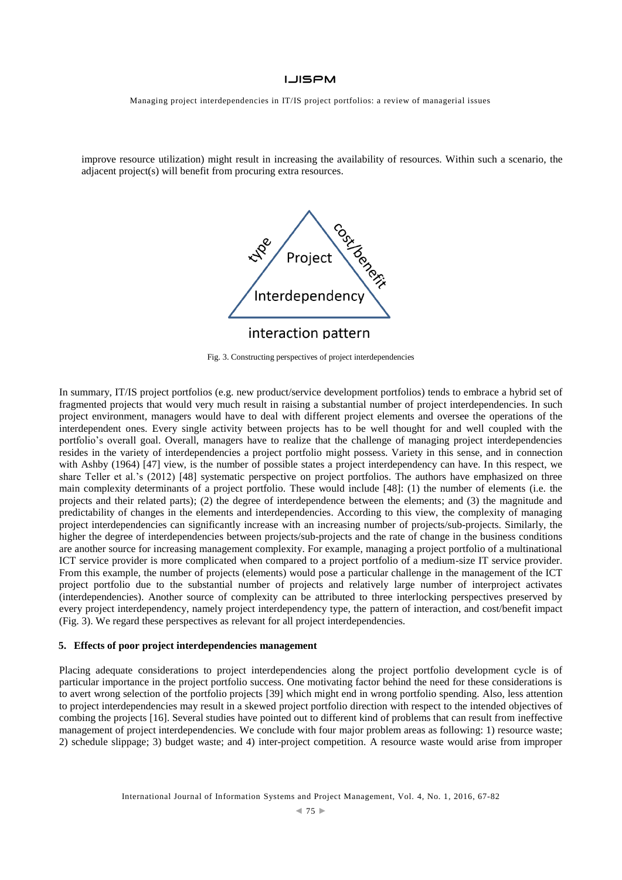improve resource utilization) might result in increasing the availability of resources. Within such a scenario, the adjacent project(s) will benefit from procuring extra resources.

Fig. 3. Constructing perspectives of project interdependencies

In summary, IT/IS project portfolios (e.g. new product/service development portfolios) tends to embrace a hybrid set of fragmented projects that would very much result in raising a substantial number of project interdependencies. In such project environment, managers would have to deal with different project elements and oversee the operations of the interdependent ones. Every single activity between projects has to be well thought for and well coupled with the portfolio's overall goal. Overall, managers have to realize that the challenge of managing project interdependencies resides in the variety of interdependencies a project portfolio might possess. Variety in this sense, and in connection with Ashby (1964) [47] view, is the number of possible states a project interdependency can have. In this respect, we share Teller et al.'s (2012) [48] systematic perspective on project portfolios. The authors have emphasized on three main complexity determinants of a project portfolio. These would include [48]: (1) the number of elements (i.e. the projects and their related parts); (2) the degree of interdependence between the elements; and (3) the magnitude and predictability of changes in the elements and interdependencies. According to this view, the complexity of managing project interdependencies can significantly increase with an increasing number of projects/sub-projects. Similarly, the higher the degree of interdependencies between projects/sub-projects and the rate of change in the business conditions are another source for increasing management complexity. For example, managing a project portfolio of a multinational ICT service provider is more complicated when compared to a project portfolio of a medium-size IT service provider. From this example, the number of projects (elements) would pose a particular challenge in the management of the ICT project portfolio due to the substantial number of projects and relatively large number of interproject activates (interdependencies). Another source of complexity can be attributed to three interlocking perspectives preserved by every project interdependency, namely project interdependency type, the pattern of interaction, and cost/benefit impact (Fig. 3). We regard these perspectives as relevant for all project interdependencies.

## 5. Effects of poor project interdependencies management

Placing adequate considerations to project interdependencies along the project portfolio development cycle is of particular importance in the project portfolio success. One motivating factor behind the need for these considerations is to avert wrong selection of the portfolio projects [39] which might end in wrong portfolio spending. Also, less attention to project interdependencies may result in a skewed project portfolio direction with respect to the intended objectives of combing the projects [16]. Several studies have pointed out to different kind of problems that can result from ineffective management of project interdependencies. We conclude with four major problem areas as following: 1) resource waste; 2) schedule slippage; 3) budget waste; and 4) inter-project competition. A resource waste would arise from improper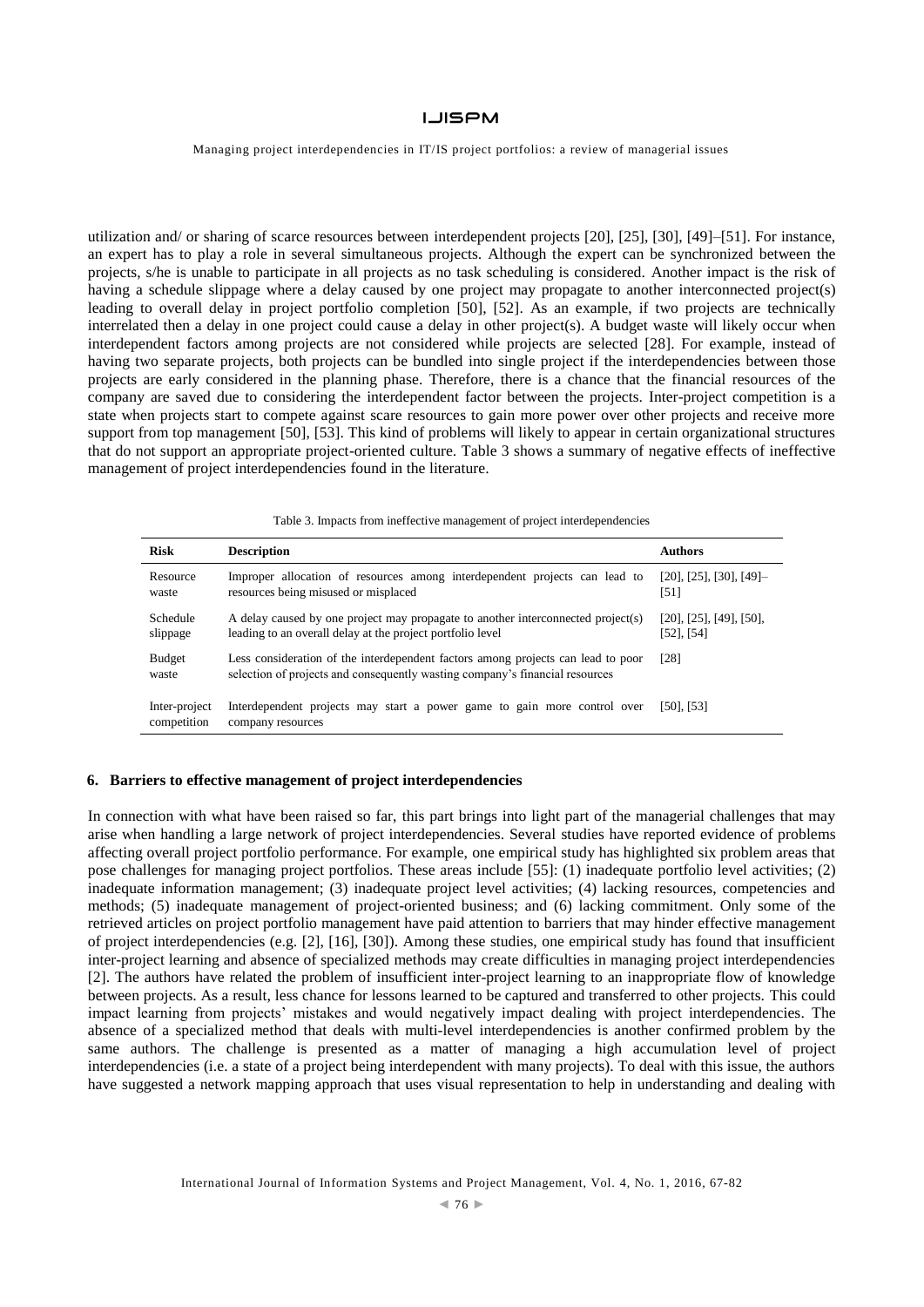utilization and/ or sharing of scarce resources between interdependent projects [20], [25], [30], [49]–[51]. For instance, an expert has to play a role in several simultaneous projects. Although the expert can be synchronized between the projects, s/he is unable to participate in all projects as no task scheduling is considered. Another impact is the risk of having a schedule slippage where a delay caused by one project may propagate to another interconnected project(s) leading to overall delay in project portfolio completion [50], [52]. As an example, if two projects are technically interrelated then a delay in one project could cause a delay in other project(s). A budget waste will likely occur when interdependent factors among projects are not considered while projects are selected [28]. For example, instead of having two separate projects, both projects can be bundled into single project if the interdependencies between those projects are early considered in the planning phase. Therefore, there is a chance that the financial resources of the company are saved due to considering the interdependent factor between the projects. Inter-project competition is a state when projects start to compete against scare resources to gain more power over other projects and receive more support from top management [50], [53]. This kind of problems will likely to appear in certain organizational structures that do not support an appropriate project-oriented culture. Table 3 shows a summary of negative effects of ineffective management of project interdependencies found in the literature.

Table 3. Impacts from ineffective management of project interdependencies

| Risk | Description | Authors |
|---|---|---|
| Resource waste | Improper allocation of resources among interdependent projects can lead to resources being misused or misplaced | [20], [25], [30], [49]–[51] |
| Schedule slippage | A delay caused by one project may propagate to another interconnected project(s) leading to an overall delay at the project portfolio level | [20], [25], [49], [50], [52], [54] |
| Budget waste | Less consideration of the interdependent factors among projects can lead to poor selection of projects and consequently wasting company's financial resources | [28] |
| Inter-project competition | Interdependent projects may start a power game to gain more control over company resources | [50], [53] |

## 6. Barriers to effective management of project interdependencies

In connection with what have been raised so far, this part brings into light part of the managerial challenges that may arise when handling a large network of project interdependencies. Several studies have reported evidence of problems affecting overall project portfolio performance. For example, one empirical study has highlighted six problem areas that pose challenges for managing project portfolios. These areas include [55]: (1) inadequate portfolio level activities; (2) inadequate information management; (3) inadequate project level activities; (4) lacking resources, competencies and methods; (5) inadequate management of project-oriented business; and (6) lacking commitment. Only some of the retrieved articles on project portfolio management have paid attention to barriers that may hinder effective management of project interdependencies (e.g. [2], [16], [30]). Among these studies, one empirical study has found that insufficient inter-project learning and absence of specialized methods may create difficulties in managing project interdependencies [2]. The authors have related the problem of insufficient inter-project learning to an inappropriate flow of knowledge between projects. As a result, less chance for lessons learned to be captured and transferred to other projects. This could impact learning from projects' mistakes and would negatively impact dealing with project interdependencies. The absence of a specialized method that deals with multi-level interdependencies is another confirmed problem by the same authors. The challenge is presented as a matter of managing a high accumulation level of project interdependencies (i.e. a state of a project being interdependent with many projects). To deal with this issue, the authors have suggested a network mapping approach that uses visual representation to help in understanding and dealing with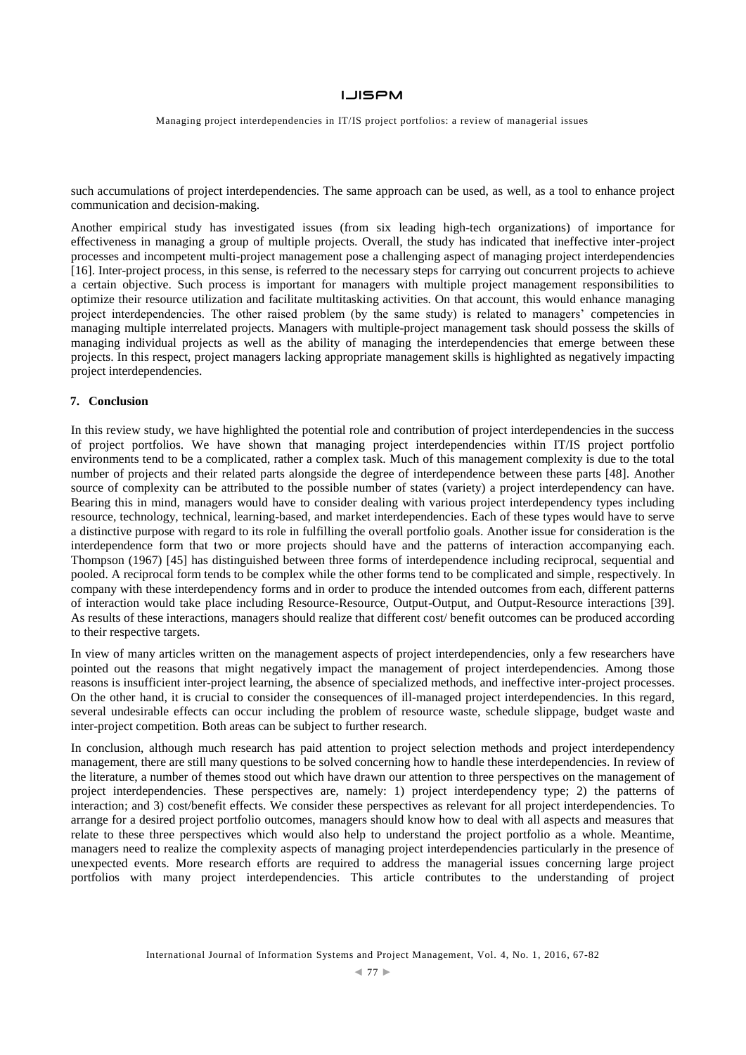such accumulations of project interdependencies. The same approach can be used, as well, as a tool to enhance project communication and decision-making.

Another empirical study has investigated issues (from six leading high-tech organizations) of importance for effectiveness in managing a group of multiple projects. Overall, the study has indicated that ineffective inter-project processes and incompetent multi-project management pose a challenging aspect of managing project interdependencies [16]. Inter-project process, in this sense, is referred to the necessary steps for carrying out concurrent projects to achieve a certain objective. Such process is important for managers with multiple project management responsibilities to optimize their resource utilization and facilitate multitasking activities. On that account, this would enhance managing project interdependencies. The other raised problem (by the same study) is related to managers' competencies in managing multiple interrelated projects. Managers with multiple-project management task should possess the skills of managing individual projects as well as the ability of managing the interdependencies that emerge between these projects. In this respect, project managers lacking appropriate management skills is highlighted as negatively impacting project interdependencies.

## 7. Conclusion

In this review study, we have highlighted the potential role and contribution of project interdependencies in the success of project portfolios. We have shown that managing project interdependencies within IT/IS project portfolio environments tend to be a complicated, rather a complex task. Much of this management complexity is due to the total number of projects and their related parts alongside the degree of interdependence between these parts [48]. Another source of complexity can be attributed to the possible number of states (variety) a project interdependency can have. Bearing this in mind, managers would have to consider dealing with various project interdependency types including resource, technology, technical, learning-based, and market interdependencies. Each of these types would have to serve a distinctive purpose with regard to its role in fulfilling the overall portfolio goals. Another issue for consideration is the interdependence form that two or more projects should have and the patterns of interaction accompanying each. Thompson (1967) [45] has distinguished between three forms of interdependence including reciprocal, sequential and pooled. A reciprocal form tends to be complex while the other forms tend to be complicated and simple, respectively. In company with these interdependency forms and in order to produce the intended outcomes from each, different patterns of interaction would take place including Resource-Resource, Output-Output, and Output-Resource interactions [39]. As results of these interactions, managers should realize that different cost/ benefit outcomes can be produced according to their respective targets.

In view of many articles written on the management aspects of project interdependencies, only a few researchers have pointed out the reasons that might negatively impact the management of project interdependencies. Among those reasons is insufficient inter-project learning, the absence of specialized methods, and ineffective inter-project processes. On the other hand, it is crucial to consider the consequences of ill-managed project interdependencies. In this regard, several undesirable effects can occur including the problem of resource waste, schedule slippage, budget waste and inter-project competition. Both areas can be subject to further research.

In conclusion, although much research has paid attention to project selection methods and project interdependency management, there are still many questions to be solved concerning how to handle these interdependencies. In review of the literature, a number of themes stood out which have drawn our attention to three perspectives on the management of project interdependencies. These perspectives are, namely: 1) project interdependency type; 2) the patterns of interaction; and 3) cost/benefit effects. We consider these perspectives as relevant for all project interdependencies. To arrange for a desired project portfolio outcomes, managers should know how to deal with all aspects and measures that relate to these three perspectives which would also help to understand the project portfolio as a whole. Meantime, managers need to realize the complexity aspects of managing project interdependencies particularly in the presence of unexpected events. More research efforts are required to address the managerial issues concerning large project portfolios with many project interdependencies. This article contributes to the understanding of project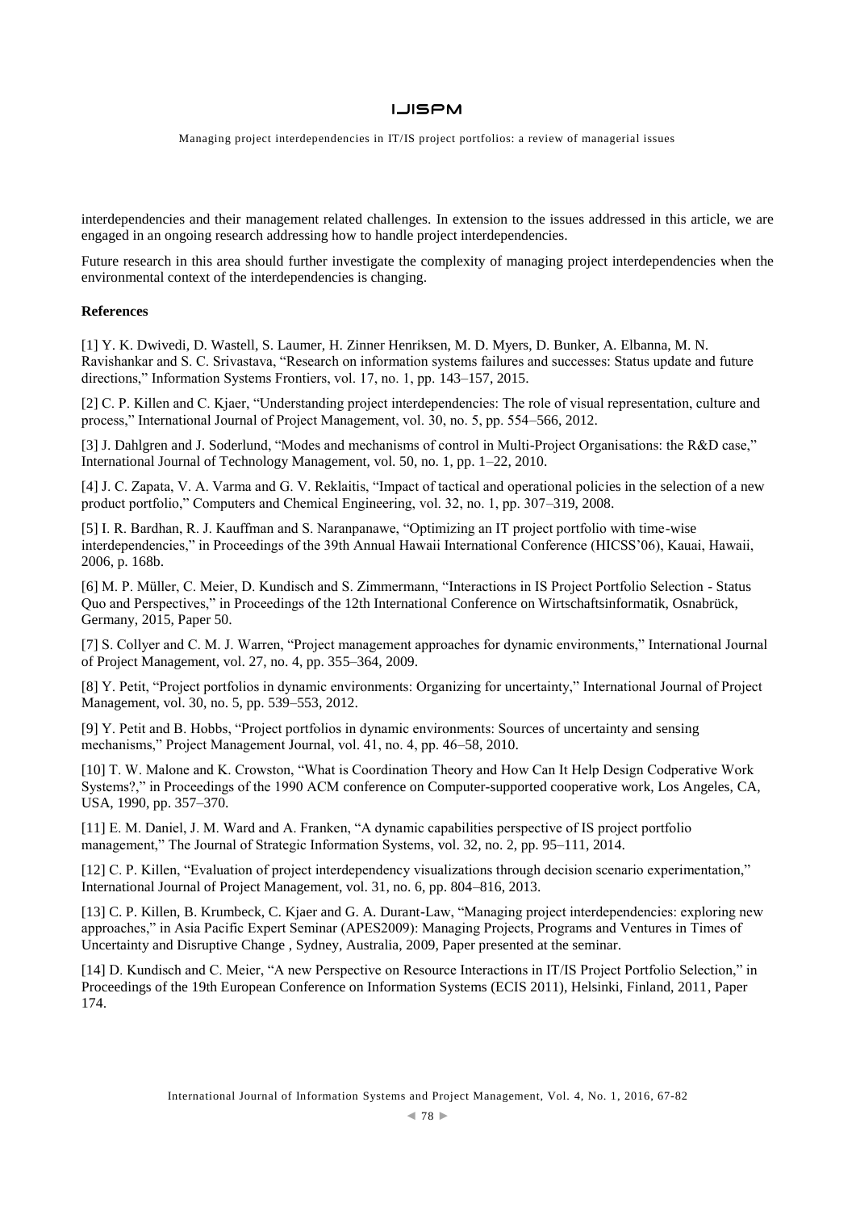interdependencies and their management related challenges. In extension to the issues addressed in this article, we are engaged in an ongoing research addressing how to handle project interdependencies.

Future research in this area should further investigate the complexity of managing project interdependencies when the environmental context of the interdependencies is changing.

**References**

[1] Y. K. Dwivedi, D. Wastell, S. Laumer, H. Zinner Henriksen, M. D. Myers, D. Bunker, A. Elbanna, M. N. Ravishankar and S. C. Srivastava, "Research on information systems failures and successes: Status update and future directions," Information Systems Frontiers, vol. 17, no. 1, pp. 143–157, 2015.

[2] C. P. Killen and C. Kjaer, "Understanding project interdependencies: The role of visual representation, culture and process," International Journal of Project Management, vol. 30, no. 5, pp. 554–566, 2012.

[3] J. Dahlgren and J. Soderlund, "Modes and mechanisms of control in Multi-Project Organisations: the R&D case," International Journal of Technology Management, vol. 50, no. 1, pp. 1–22, 2010.

[4] J. C. Zapata, V. A. Varma and G. V. Reklaitis, "Impact of tactical and operational policies in the selection of a new product portfolio," Computers and Chemical Engineering, vol. 32, no. 1, pp. 307–319, 2008.

[5] I. R. Bardhan, R. J. Kauffman and S. Naranpanawe, "Optimizing an IT project portfolio with time-wise interdependencies," in Proceedings of the 39th Annual Hawaii International Conference (HICSS'06), Kauai, Hawaii, 2006, p. 168b.

[6] M. P. Müller, C. Meier, D. Kundisch and S. Zimmermann, "Interactions in IS Project Portfolio Selection - Status Quo and Perspectives," in Proceedings of the 12th International Conference on Wirtschaftsinformatik, Osnabrück, Germany, 2015, Paper 50.

[7] S. Collyer and C. M. J. Warren, "Project management approaches for dynamic environments," International Journal of Project Management, vol. 27, no. 4, pp. 355–364, 2009.

[8] Y. Petit, "Project portfolios in dynamic environments: Organizing for uncertainty," International Journal of Project Management, vol. 30, no. 5, pp. 539–553, 2012.

[9] Y. Petit and B. Hobbs, "Project portfolios in dynamic environments: Sources of uncertainty and sensing mechanisms," Project Management Journal, vol. 41, no. 4, pp. 46–58, 2010.

[10] T. W. Malone and K. Crowston, "What is Coordination Theory and How Can It Help Design Codperative Work Systems?," in Proceedings of the 1990 ACM conference on Computer-supported cooperative work, Los Angeles, CA, USA, 1990, pp. 357–370.

[11] E. M. Daniel, J. M. Ward and A. Franken, "A dynamic capabilities perspective of IS project portfolio management," The Journal of Strategic Information Systems, vol. 32, no. 2, pp. 95–111, 2014.

[12] C. P. Killen, "Evaluation of project interdependency visualizations through decision scenario experimentation," International Journal of Project Management, vol. 31, no. 6, pp. 804–816, 2013.

[13] C. P. Killen, B. Krumbeck, C. Kjaer and G. A. Durant-Law, "Managing project interdependencies: exploring new approaches," in Asia Pacific Expert Seminar (APES2009): Managing Projects, Programs and Ventures in Times of Uncertainty and Disruptive Change , Sydney, Australia, 2009, Paper presented at the seminar.

[14] D. Kundisch and C. Meier, "A new Perspective on Resource Interactions in IT/IS Project Portfolio Selection," in Proceedings of the 19th European Conference on Information Systems (ECIS 2011), Helsinki, Finland, 2011, Paper 174.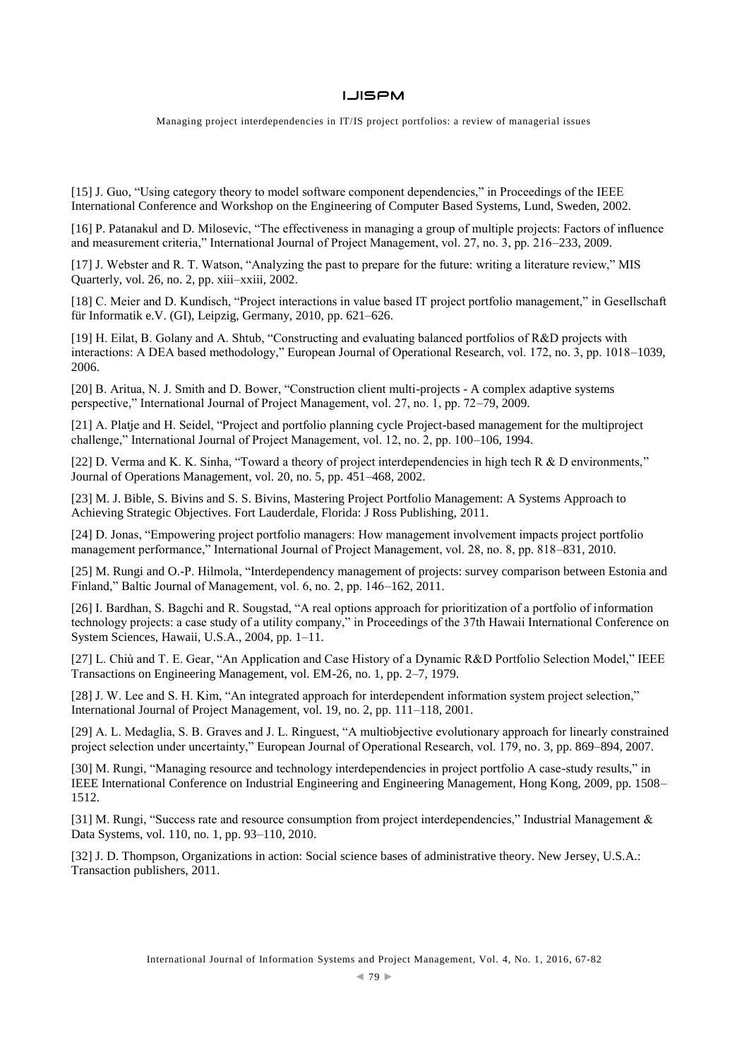[15] J. Guo, "Using category theory to model software component dependencies," in Proceedings of the IEEE International Conference and Workshop on the Engineering of Computer Based Systems, Lund, Sweden, 2002.

[16] P. Patanakul and D. Milosevic, "The effectiveness in managing a group of multiple projects: Factors of influence and measurement criteria," International Journal of Project Management, vol. 27, no. 3, pp. 216–233, 2009.

[17] J. Webster and R. T. Watson, "Analyzing the past to prepare for the future: writing a literature review," MIS Quarterly, vol. 26, no. 2, pp. xiii–xxiii, 2002.

[18] C. Meier and D. Kundisch, "Project interactions in value based IT project portfolio management," in Gesellschaft für Informatik e.V. (GI), Leipzig, Germany, 2010, pp. 621–626.

[19] H. Eilat, B. Golany and A. Shtub, "Constructing and evaluating balanced portfolios of R&D projects with interactions: A DEA based methodology," European Journal of Operational Research, vol. 172, no. 3, pp. 1018–1039, 2006.

[20] B. Aritua, N. J. Smith and D. Bower, "Construction client multi-projects - A complex adaptive systems perspective," International Journal of Project Management, vol. 27, no. 1, pp. 72–79, 2009.

[21] A. Platje and H. Seidel, "Project and portfolio planning cycle Project-based management for the multiproject challenge," International Journal of Project Management, vol. 12, no. 2, pp. 100–106, 1994.

[22] D. Verma and K. K. Sinha, "Toward a theory of project interdependencies in high tech R & D environments," Journal of Operations Management, vol. 20, no. 5, pp. 451–468, 2002.

[23] M. J. Bible, S. Bivins and S. S. Bivins, Mastering Project Portfolio Management: A Systems Approach to Achieving Strategic Objectives. Fort Lauderdale, Florida: J Ross Publishing, 2011.

[24] D. Jonas, "Empowering project portfolio managers: How management involvement impacts project portfolio management performance," International Journal of Project Management, vol. 28, no. 8, pp. 818–831, 2010.

[25] M. Rungi and O.-P. Hilmola, "Interdependency management of projects: survey comparison between Estonia and Finland," Baltic Journal of Management, vol. 6, no. 2, pp. 146–162, 2011.

[26] I. Bardhan, S. Bagchi and R. Sougstad, "A real options approach for prioritization of a portfolio of information technology projects: a case study of a utility company," in Proceedings of the 37th Hawaii International Conference on System Sciences, Hawaii, U.S.A., 2004, pp. 1–11.

[27] L. Chiù and T. E. Gear, "An Application and Case History of a Dynamic R&D Portfolio Selection Model," IEEE Transactions on Engineering Management, vol. EM-26, no. 1, pp. 2–7, 1979.

[28] J. W. Lee and S. H. Kim, "An integrated approach for interdependent information system project selection," International Journal of Project Management, vol. 19, no. 2, pp. 111–118, 2001.

[29] A. L. Medaglia, S. B. Graves and J. L. Ringuest, "A multiobjective evolutionary approach for linearly constrained project selection under uncertainty," European Journal of Operational Research, vol. 179, no. 3, pp. 869–894, 2007.

[30] M. Rungi, "Managing resource and technology interdependencies in project portfolio A case-study results," in IEEE International Conference on Industrial Engineering and Engineering Management, Hong Kong, 2009, pp. 1508–1512.

[31] M. Rungi, "Success rate and resource consumption from project interdependencies," Industrial Management & Data Systems, vol. 110, no. 1, pp. 93–110, 2010.

[32] J. D. Thompson, Organizations in action: Social science bases of administrative theory. New Jersey, U.S.A.: Transaction publishers, 2011.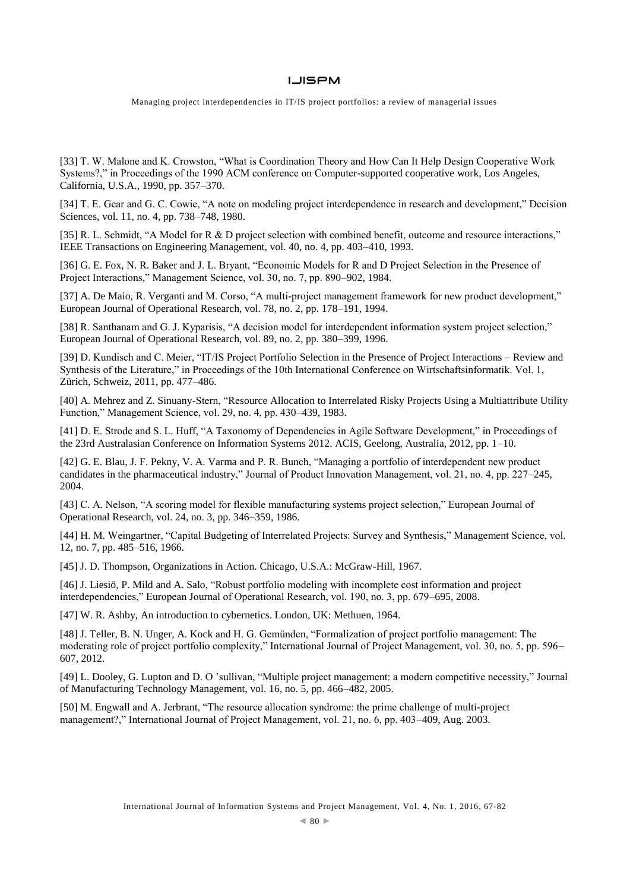[33] T. W. Malone and K. Crowston, "What is Coordination Theory and How Can It Help Design Cooperative Work Systems?," in Proceedings of the 1990 ACM conference on Computer-supported cooperative work, Los Angeles, California, U.S.A., 1990, pp. 357–370.

[34] T. E. Gear and G. C. Cowie, "A note on modeling project interdependence in research and development," Decision Sciences, vol. 11, no. 4, pp. 738–748, 1980.

[35] R. L. Schmidt, "A Model for R & D project selection with combined benefit, outcome and resource interactions," IEEE Transactions on Engineering Management, vol. 40, no. 4, pp. 403–410, 1993.

[36] G. E. Fox, N. R. Baker and J. L. Bryant, "Economic Models for R and D Project Selection in the Presence of Project Interactions," Management Science, vol. 30, no. 7, pp. 890–902, 1984.

[37] A. De Maio, R. Verganti and M. Corso, "A multi-project management framework for new product development," European Journal of Operational Research, vol. 78, no. 2, pp. 178–191, 1994.

[38] R. Santhanam and G. J. Kyparisis, "A decision model for interdependent information system project selection," European Journal of Operational Research, vol. 89, no. 2, pp. 380–399, 1996.

[39] D. Kundisch and C. Meier, "IT/IS Project Portfolio Selection in the Presence of Project Interactions – Review and Synthesis of the Literature," in Proceedings of the 10th International Conference on Wirtschaftsinformatik. Vol. 1, Zürich, Schweiz, 2011, pp. 477–486.

[40] A. Mehrez and Z. Sinuany-Stern, "Resource Allocation to Interrelated Risky Projects Using a Multiattribute Utility Function," Management Science, vol. 29, no. 4, pp. 430–439, 1983.

[41] D. E. Strode and S. L. Huff, "A Taxonomy of Dependencies in Agile Software Development," in Proceedings of the 23rd Australasian Conference on Information Systems 2012. ACIS, Geelong, Australia, 2012, pp. 1–10.

[42] G. E. Blau, J. F. Pekny, V. A. Varma and P. R. Bunch, "Managing a portfolio of interdependent new product candidates in the pharmaceutical industry," Journal of Product Innovation Management, vol. 21, no. 4, pp. 227–245, 2004.

[43] C. A. Nelson, "A scoring model for flexible manufacturing systems project selection," European Journal of Operational Research, vol. 24, no. 3, pp. 346–359, 1986.

[44] H. M. Weingartner, "Capital Budgeting of Interrelated Projects: Survey and Synthesis," Management Science, vol. 12, no. 7, pp. 485–516, 1966.

[45] J. D. Thompson, Organizations in Action. Chicago, U.S.A.: McGraw-Hill, 1967.

[46] J. Liesiö, P. Mild and A. Salo, "Robust portfolio modeling with incomplete cost information and project interdependencies," European Journal of Operational Research, vol. 190, no. 3, pp. 679–695, 2008.

[47] W. R. Ashby, An introduction to cybernetics. London, UK: Methuen, 1964.

[48] J. Teller, B. N. Unger, A. Kock and H. G. Gemünden, "Formalization of project portfolio management: The moderating role of project portfolio complexity," International Journal of Project Management, vol. 30, no. 5, pp. 596–607, 2012.

[49] L. Dooley, G. Lupton and D. O 'sullivan, "Multiple project management: a modern competitive necessity," Journal of Manufacturing Technology Management, vol. 16, no. 5, pp. 466–482, 2005.

[50] M. Engwall and A. Jerbrant, "The resource allocation syndrome: the prime challenge of multi-project management?," International Journal of Project Management, vol. 21, no. 6, pp. 403–409, Aug. 2003.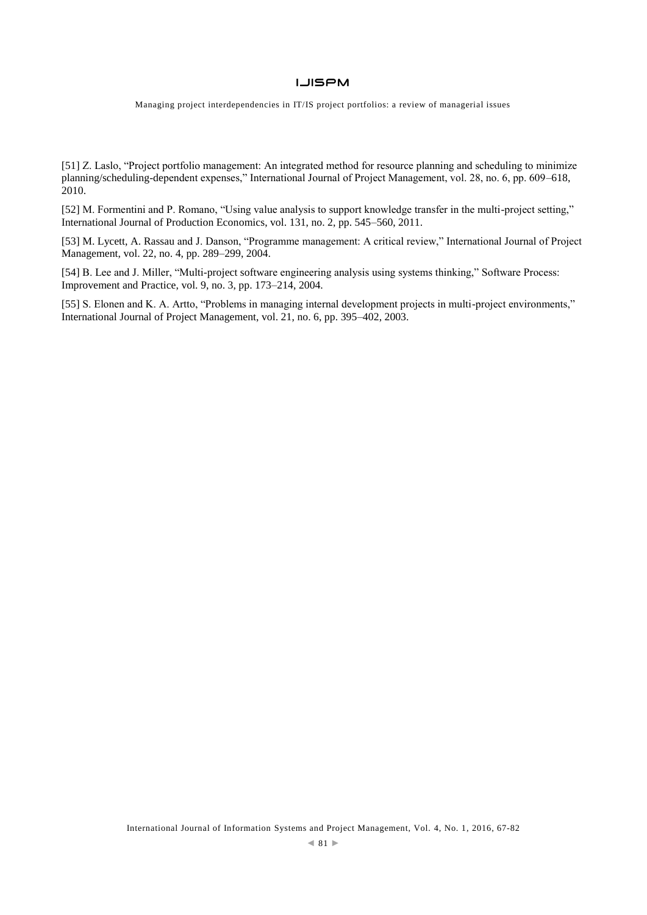[51] Z. Laslo, “Project portfolio management: An integrated method for resource planning and scheduling to minimize planning/scheduling-dependent expenses,” International Journal of Project Management, vol. 28, no. 6, pp. 609–618, 2010.

[52] M. Formentini and P. Romano, “Using value analysis to support knowledge transfer in the multi-project setting,” International Journal of Production Economics, vol. 131, no. 2, pp. 545–560, 2011.

[53] M. Lycett, A. Rassau and J. Danson, “Programme management: A critical review,” International Journal of Project Management, vol. 22, no. 4, pp. 289–299, 2004.

[54] B. Lee and J. Miller, “Multi-project software engineering analysis using systems thinking,” Software Process: Improvement and Practice, vol. 9, no. 3, pp. 173–214, 2004.

[55] S. Elonen and K. A. Artto, “Problems in managing internal development projects in multi-project environments,” International Journal of Project Management, vol. 21, no. 6, pp. 395–402, 2003.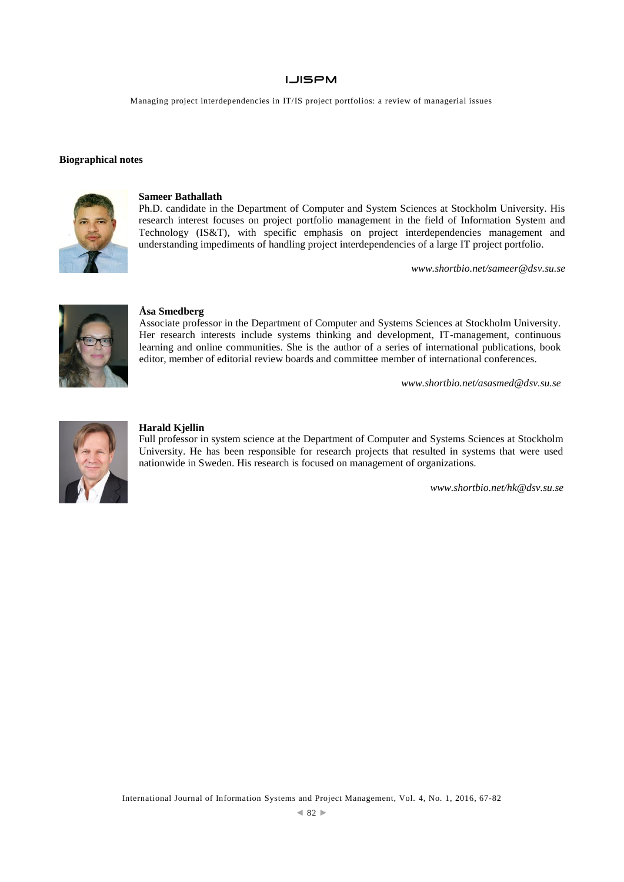**Biographical notes**

**Sameer Bathallath**

Ph.D. candidate in the Department of Computer and System Sciences at Stockholm University. His research interest focuses on project portfolio management in the field of Information System and Technology (IS&T), with specific emphasis on project interdependencies management and understanding impediments of handling project interdependencies of a large IT project portfolio.

*www.shortbio.net/sameer@dsv.su.se*

**Åsa Smedberg**

Associate professor in the Department of Computer and Systems Sciences at Stockholm University. Her research interests include systems thinking and development, IT-management, continuous learning and online communities. She is the author of a series of international publications, book editor, member of editorial review boards and committee member of international conferences.

*www.shortbio.net/asasmed@dsv.su.se*

**Harald Kjellin**

Full professor in system science at the Department of Computer and Systems Sciences at Stockholm University. He has been responsible for research projects that resulted in systems that were used nationwide in Sweden. His research is focused on management of organizations.

*www.shortbio.net/hk@dsv.su.se*